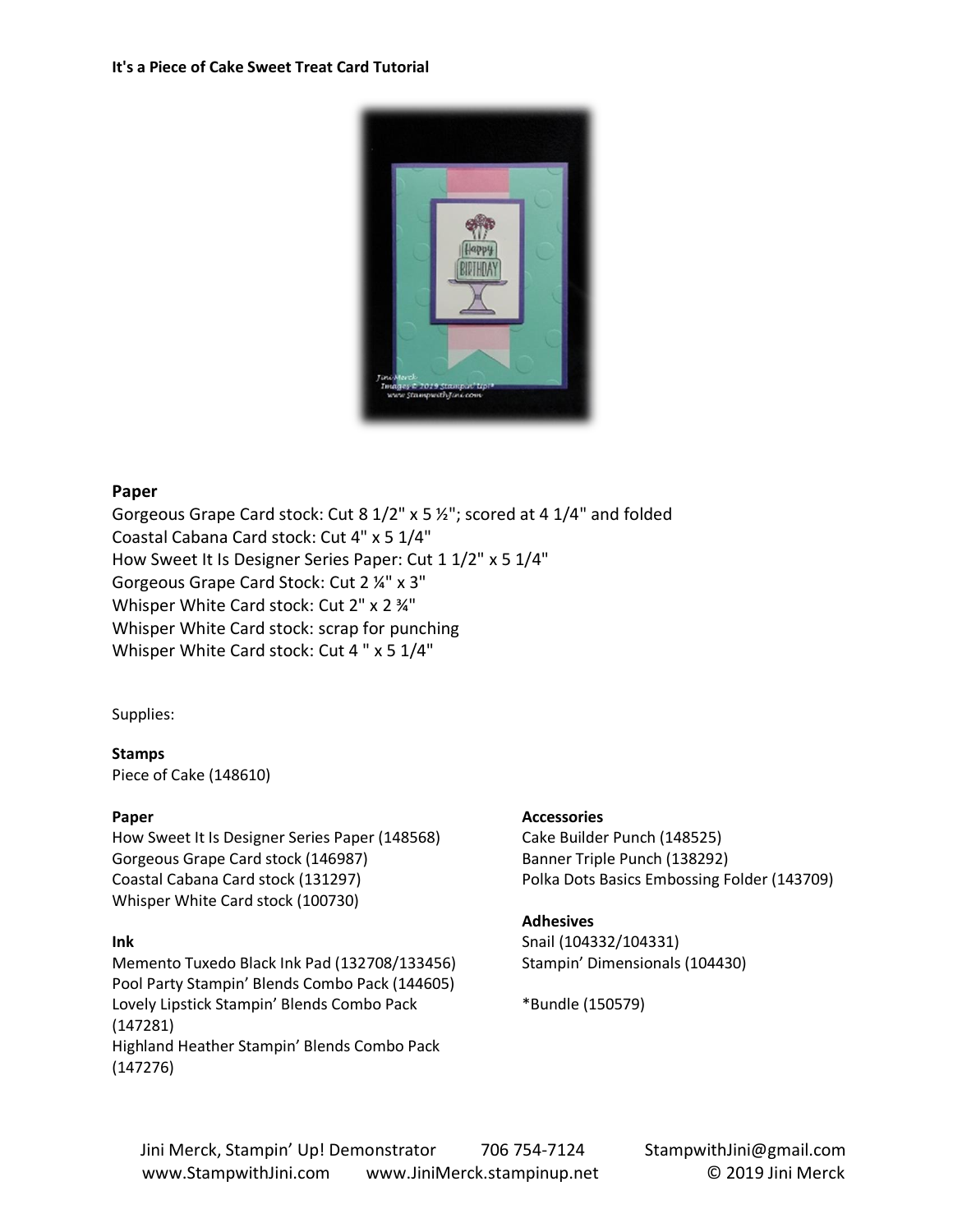**It's a Piece of Cake Sweet Treat Card Tutorial**

### Paper

Gorgeous Grape Card stock: Cut 8 1/2" x 5 ½"; scored at 4 1/4" and folded
Coastal Cabana Card stock: Cut 4" x 5 1/4"
How Sweet It Is Designer Series Paper: Cut 1 1/2" x 5 1/4"
Gorgeous Grape Card Stock: Cut 2 ¼" x 3"
Whisper White Card stock: Cut 2" x 2 ¾"
Whisper White Card stock: scrap for punching
Whisper White Card stock: Cut 4 " x 5 1/4"

Supplies:

**Stamps**
Piece of Cake (148610)

**Paper**
How Sweet It Is Designer Series Paper (148568)
Gorgeous Grape Card stock (146987)
Coastal Cabana Card stock (131297)
Whisper White Card stock (100730)

**Ink**
Memento Tuxedo Black Ink Pad (132708/133456)
Pool Party Stampin' Blends Combo Pack (144605)
Lovely Lipstick Stampin' Blends Combo Pack (147281)
Highland Heather Stampin' Blends Combo Pack (147276)

**Accessories**
Cake Builder Punch (148525)
Banner Triple Punch (138292)
Polka Dots Basics Embossing Folder (143709)

**Adhesives**
Snail (104332/104331)
Stampin' Dimensionals (104430)

*Bundle (150579)

Jini Merck, Stampin' Up! Demonstrator 706 754-7124 StampwithJini@gmail.com
www.StampwithJini.com www.JiniMerck.stampinup.net © 2019 Jini Merck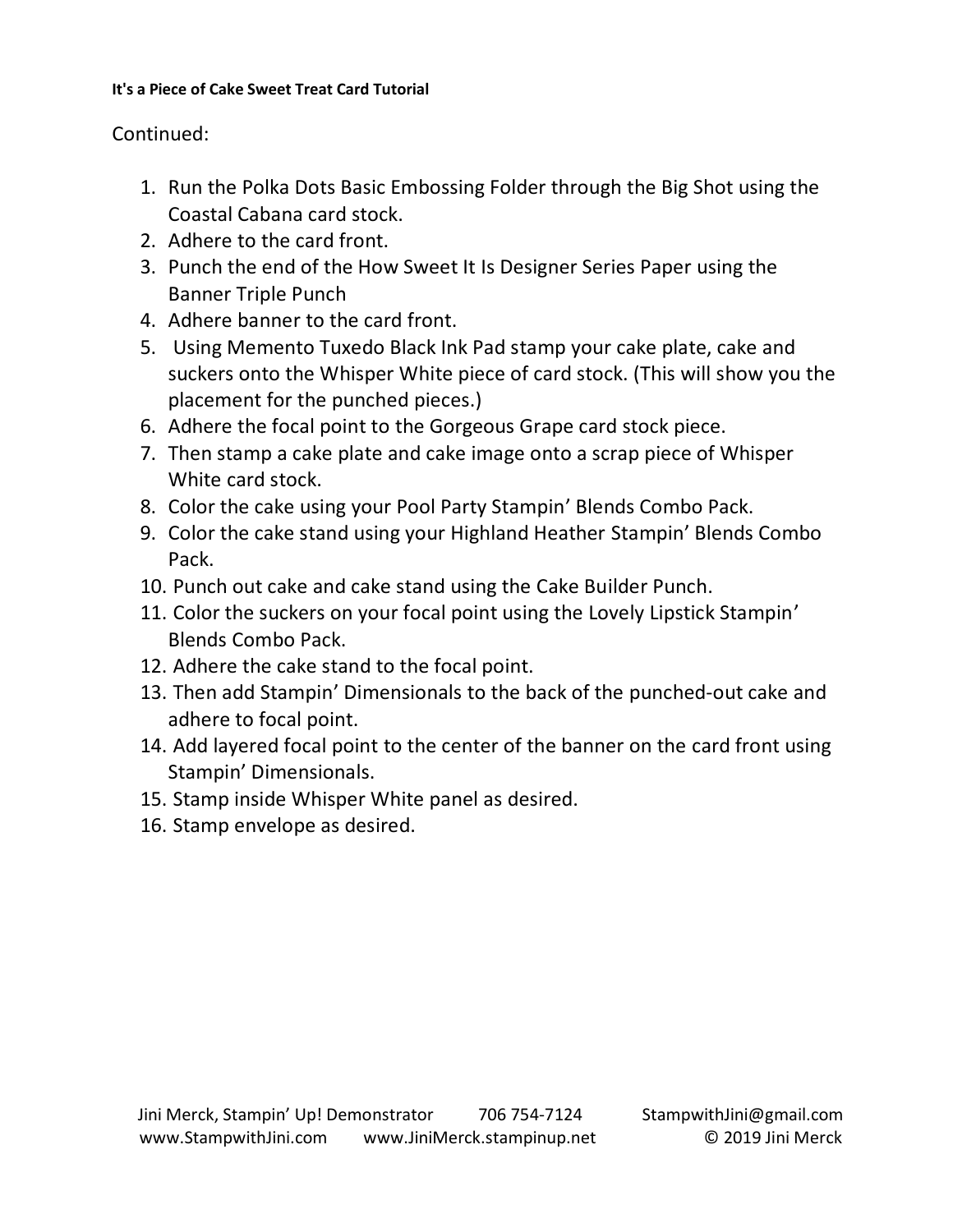Continued:

1. Run the Polka Dots Basic Embossing Folder through the Big Shot using the Coastal Cabana card stock.
2. Adhere to the card front.
3. Punch the end of the How Sweet It Is Designer Series Paper using the Banner Triple Punch
4. Adhere banner to the card front.
5. Using Memento Tuxedo Black Ink Pad stamp your cake plate, cake and suckers onto the Whisper White piece of card stock. (This will show you the placement for the punched pieces.)
6. Adhere the focal point to the Gorgeous Grape card stock piece.
7. Then stamp a cake plate and cake image onto a scrap piece of Whisper White card stock.
8. Color the cake using your Pool Party Stampin' Blends Combo Pack.
9. Color the cake stand using your Highland Heather Stampin' Blends Combo Pack.
10. Punch out cake and cake stand using the Cake Builder Punch.
11. Color the suckers on your focal point using the Lovely Lipstick Stampin' Blends Combo Pack.
12. Adhere the cake stand to the focal point.
13. Then add Stampin' Dimensionals to the back of the punched-out cake and adhere to focal point.
14. Add layered focal point to the center of the banner on the card front using Stampin' Dimensionals.
15. Stamp inside Whisper White panel as desired.
16. Stamp envelope as desired.